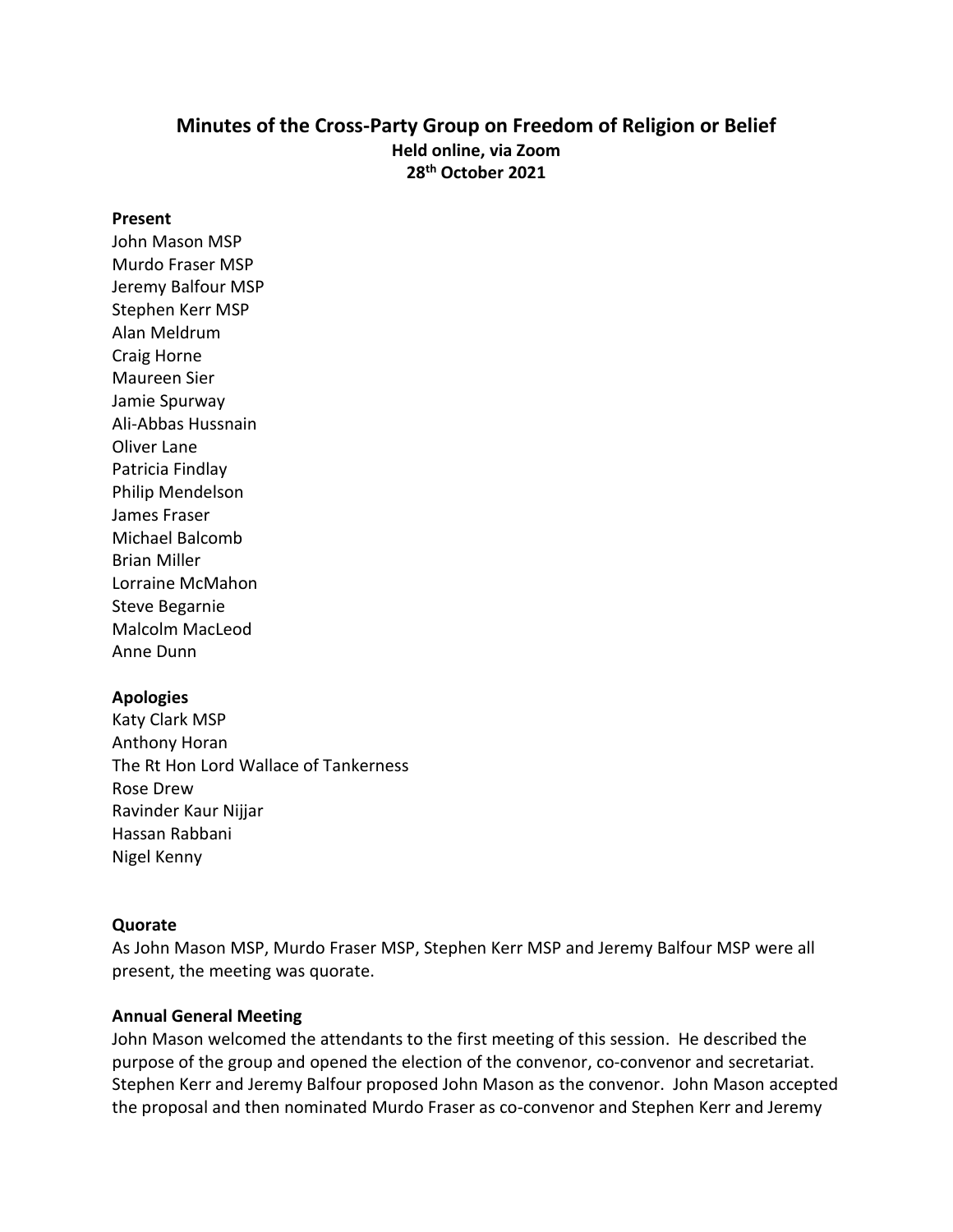# Minutes of the Cross-Party Group on Freedom of Religion or Belief

**Held online, via Zoom**
**28th October 2021**

**Present**

John Mason MSP
Murdo Fraser MSP
Jeremy Balfour MSP
Stephen Kerr MSP
Alan Meldrum
Craig Horne
Maureen Sier
Jamie Spurway
Ali-Abbas Hussnain
Oliver Lane
Patricia Findlay
Philip Mendelson
James Fraser
Michael Balcomb
Brian Miller
Lorraine McMahon
Steve Begarnie
Malcolm MacLeod
Anne Dunn

**Apologies**

Katy Clark MSP
Anthony Horan
The Rt Hon Lord Wallace of Tankerness
Rose Drew
Ravinder Kaur Nijjar
Hassan Rabbani
Nigel Kenny

**Quorate**

As John Mason MSP, Murdo Fraser MSP, Stephen Kerr MSP and Jeremy Balfour MSP were all present, the meeting was quorate.

**Annual General Meeting**

John Mason welcomed the attendants to the first meeting of this session. He described the purpose of the group and opened the election of the convenor, co-convenor and secretariat. Stephen Kerr and Jeremy Balfour proposed John Mason as the convenor. John Mason accepted the proposal and then nominated Murdo Fraser as co-convenor and Stephen Kerr and Jeremy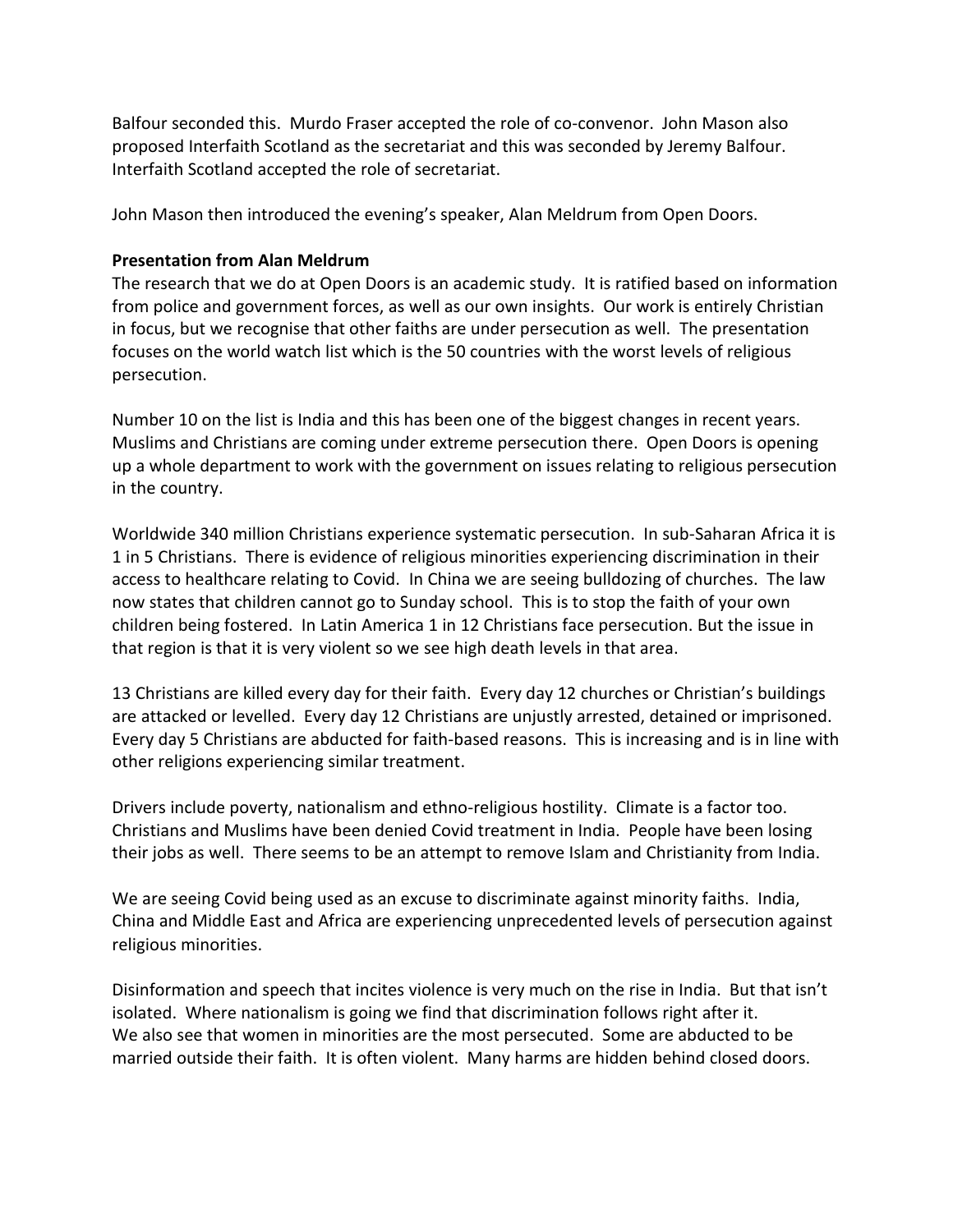Balfour seconded this. Murdo Fraser accepted the role of co-convenor. John Mason also proposed Interfaith Scotland as the secretariat and this was seconded by Jeremy Balfour. Interfaith Scotland accepted the role of secretariat.

John Mason then introduced the evening's speaker, Alan Meldrum from Open Doors.

**Presentation from Alan Meldrum**

The research that we do at Open Doors is an academic study. It is ratified based on information from police and government forces, as well as our own insights. Our work is entirely Christian in focus, but we recognise that other faiths are under persecution as well. The presentation focuses on the world watch list which is the 50 countries with the worst levels of religious persecution.

Number 10 on the list is India and this has been one of the biggest changes in recent years. Muslims and Christians are coming under extreme persecution there. Open Doors is opening up a whole department to work with the government on issues relating to religious persecution in the country.

Worldwide 340 million Christians experience systematic persecution. In sub-Saharan Africa it is 1 in 5 Christians. There is evidence of religious minorities experiencing discrimination in their access to healthcare relating to Covid. In China we are seeing bulldozing of churches. The law now states that children cannot go to Sunday school. This is to stop the faith of your own children being fostered. In Latin America 1 in 12 Christians face persecution. But the issue in that region is that it is very violent so we see high death levels in that area.

13 Christians are killed every day for their faith. Every day 12 churches or Christian's buildings are attacked or levelled. Every day 12 Christians are unjustly arrested, detained or imprisoned. Every day 5 Christians are abducted for faith-based reasons. This is increasing and is in line with other religions experiencing similar treatment.

Drivers include poverty, nationalism and ethno-religious hostility. Climate is a factor too. Christians and Muslims have been denied Covid treatment in India. People have been losing their jobs as well. There seems to be an attempt to remove Islam and Christianity from India.

We are seeing Covid being used as an excuse to discriminate against minority faiths. India, China and Middle East and Africa are experiencing unprecedented levels of persecution against religious minorities.

Disinformation and speech that incites violence is very much on the rise in India. But that isn't isolated. Where nationalism is going we find that discrimination follows right after it.
We also see that women in minorities are the most persecuted. Some are abducted to be married outside their faith. It is often violent. Many harms are hidden behind closed doors.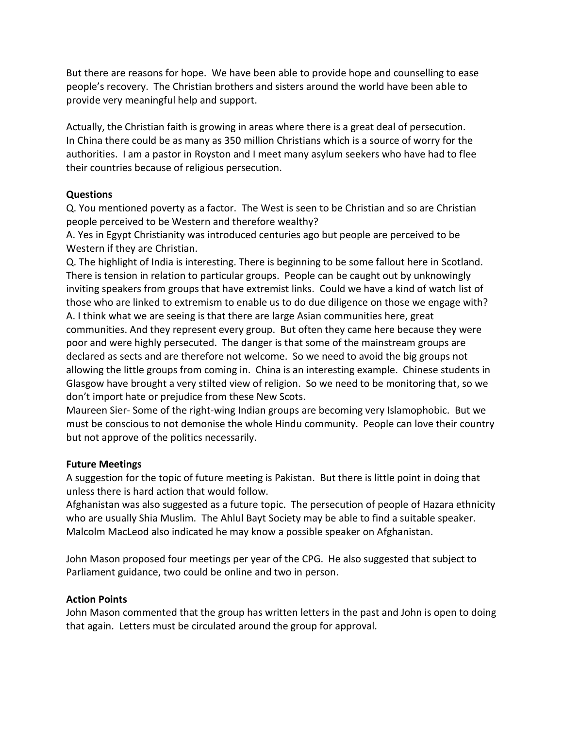But there are reasons for hope. We have been able to provide hope and counselling to ease people's recovery. The Christian brothers and sisters around the world have been able to provide very meaningful help and support.

Actually, the Christian faith is growing in areas where there is a great deal of persecution. In China there could be as many as 350 million Christians which is a source of worry for the authorities. I am a pastor in Royston and I meet many asylum seekers who have had to flee their countries because of religious persecution.

**Questions**

Q. You mentioned poverty as a factor. The West is seen to be Christian and so are Christian people perceived to be Western and therefore wealthy?

A. Yes in Egypt Christianity was introduced centuries ago but people are perceived to be Western if they are Christian.

Q. The highlight of India is interesting. There is beginning to be some fallout here in Scotland. There is tension in relation to particular groups. People can be caught out by unknowingly inviting speakers from groups that have extremist links. Could we have a kind of watch list of those who are linked to extremism to enable us to do due diligence on those we engage with?

A. I think what we are seeing is that there are large Asian communities here, great communities. And they represent every group. But often they came here because they were poor and were highly persecuted. The danger is that some of the mainstream groups are declared as sects and are therefore not welcome. So we need to avoid the big groups not allowing the little groups from coming in. China is an interesting example. Chinese students in Glasgow have brought a very stilted view of religion. So we need to be monitoring that, so we don't import hate or prejudice from these New Scots.

Maureen Sier- Some of the right-wing Indian groups are becoming very Islamophobic. But we must be conscious to not demonise the whole Hindu community. People can love their country but not approve of the politics necessarily.

**Future Meetings**

A suggestion for the topic of future meeting is Pakistan. But there is little point in doing that unless there is hard action that would follow.

Afghanistan was also suggested as a future topic. The persecution of people of Hazara ethnicity who are usually Shia Muslim. The Ahlul Bayt Society may be able to find a suitable speaker. Malcolm MacLeod also indicated he may know a possible speaker on Afghanistan.

John Mason proposed four meetings per year of the CPG. He also suggested that subject to Parliament guidance, two could be online and two in person.

**Action Points**

John Mason commented that the group has written letters in the past and John is open to doing that again. Letters must be circulated around the group for approval.